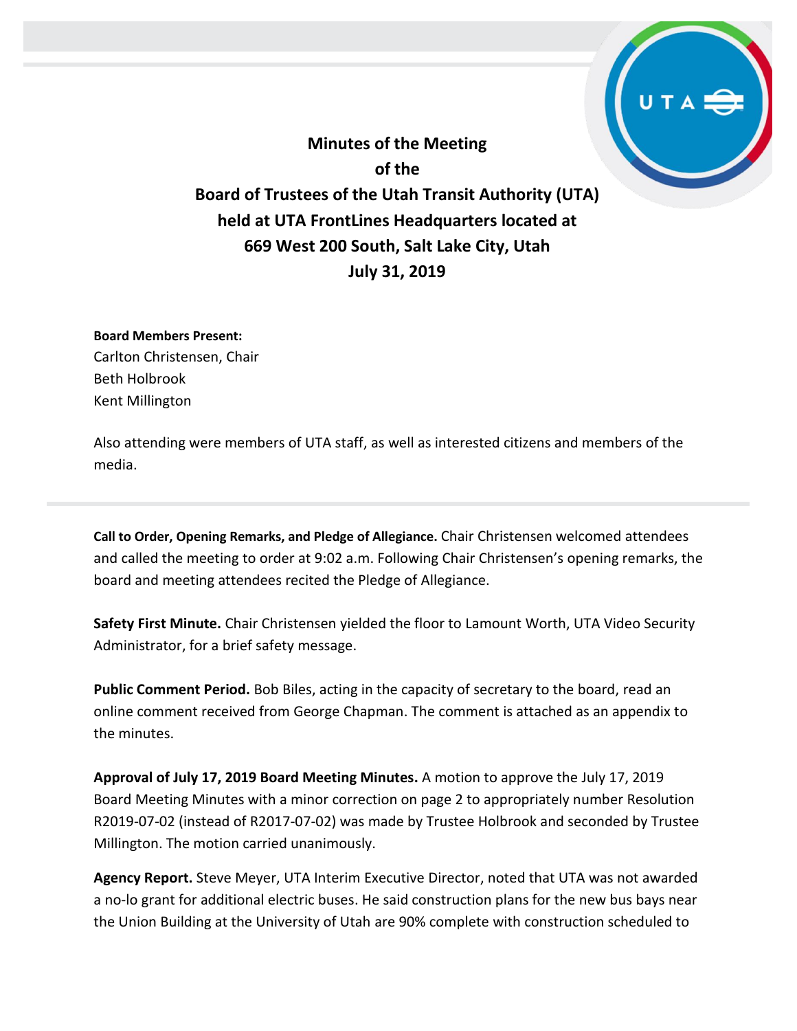# Minutes of the Meeting of the Board of Trustees of the Utah Transit Authority (UTA) held at UTA FrontLines Headquarters located at 669 West 200 South, Salt Lake City, Utah July 31, 2019

**Board Members Present:**
Carlton Christensen, Chair
Beth Holbrook
Kent Millington

Also attending were members of UTA staff, as well as interested citizens and members of the media.

---

**Call to Order, Opening Remarks, and Pledge of Allegiance.** Chair Christensen welcomed attendees and called the meeting to order at 9:02 a.m. Following Chair Christensen's opening remarks, the board and meeting attendees recited the Pledge of Allegiance.

**Safety First Minute.** Chair Christensen yielded the floor to Lamount Worth, UTA Video Security Administrator, for a brief safety message.

**Public Comment Period.** Bob Biles, acting in the capacity of secretary to the board, read an online comment received from George Chapman. The comment is attached as an appendix to the minutes.

**Approval of July 17, 2019 Board Meeting Minutes.** A motion to approve the July 17, 2019 Board Meeting Minutes with a minor correction on page 2 to appropriately number Resolution R2019-07-02 (instead of R2017-07-02) was made by Trustee Holbrook and seconded by Trustee Millington. The motion carried unanimously.

**Agency Report.** Steve Meyer, UTA Interim Executive Director, noted that UTA was not awarded a no-lo grant for additional electric buses. He said construction plans for the new bus bays near the Union Building at the University of Utah are 90% complete with construction scheduled to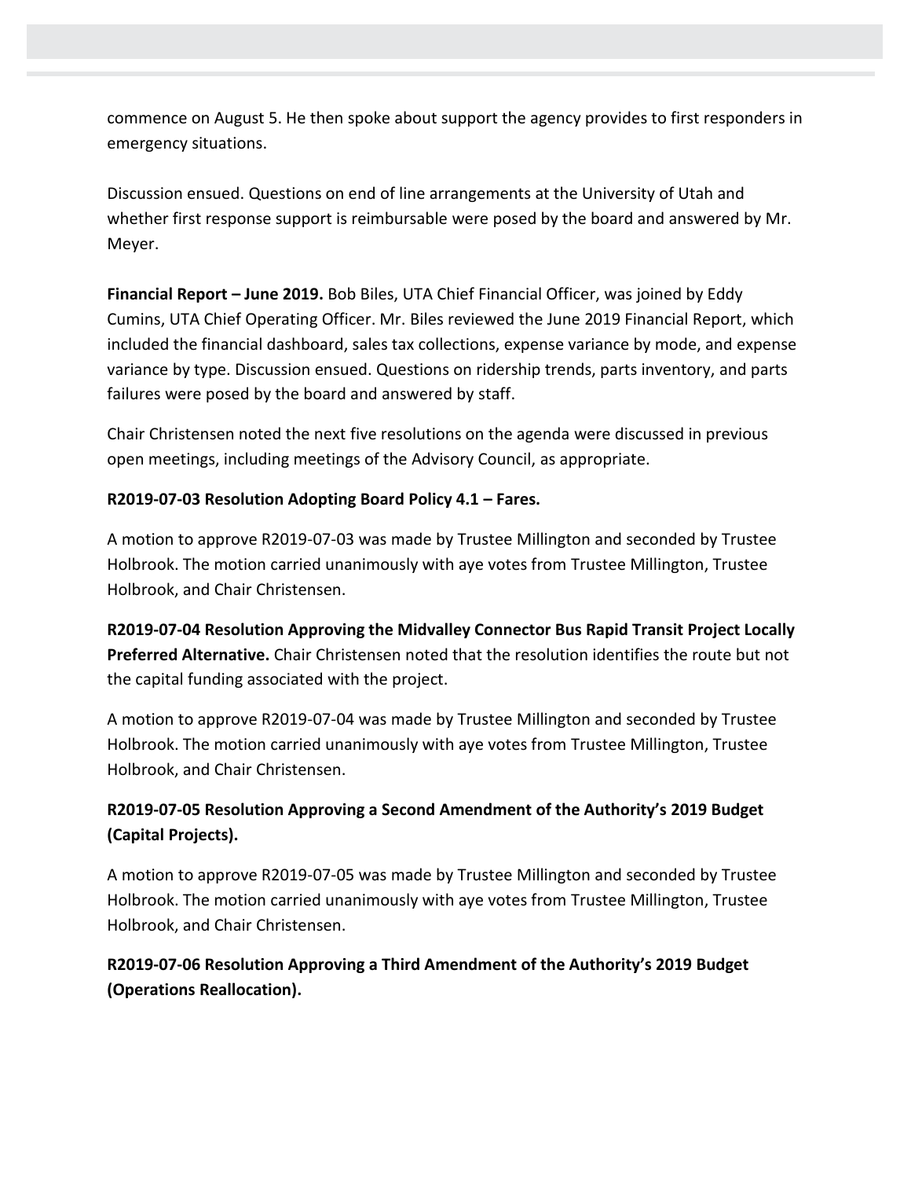commence on August 5. He then spoke about support the agency provides to first responders in emergency situations.

Discussion ensued. Questions on end of line arrangements at the University of Utah and whether first response support is reimbursable were posed by the board and answered by Mr. Meyer.

**Financial Report – June 2019.** Bob Biles, UTA Chief Financial Officer, was joined by Eddy Cumins, UTA Chief Operating Officer. Mr. Biles reviewed the June 2019 Financial Report, which included the financial dashboard, sales tax collections, expense variance by mode, and expense variance by type. Discussion ensued. Questions on ridership trends, parts inventory, and parts failures were posed by the board and answered by staff.

Chair Christensen noted the next five resolutions on the agenda were discussed in previous open meetings, including meetings of the Advisory Council, as appropriate.

**R2019-07-03 Resolution Adopting Board Policy 4.1 – Fares.**

A motion to approve R2019-07-03 was made by Trustee Millington and seconded by Trustee Holbrook. The motion carried unanimously with aye votes from Trustee Millington, Trustee Holbrook, and Chair Christensen.

**R2019-07-04 Resolution Approving the Midvalley Connector Bus Rapid Transit Project Locally Preferred Alternative.** Chair Christensen noted that the resolution identifies the route but not the capital funding associated with the project.

A motion to approve R2019-07-04 was made by Trustee Millington and seconded by Trustee Holbrook. The motion carried unanimously with aye votes from Trustee Millington, Trustee Holbrook, and Chair Christensen.

**R2019-07-05 Resolution Approving a Second Amendment of the Authority's 2019 Budget (Capital Projects).**

A motion to approve R2019-07-05 was made by Trustee Millington and seconded by Trustee Holbrook. The motion carried unanimously with aye votes from Trustee Millington, Trustee Holbrook, and Chair Christensen.

**R2019-07-06 Resolution Approving a Third Amendment of the Authority's 2019 Budget (Operations Reallocation).**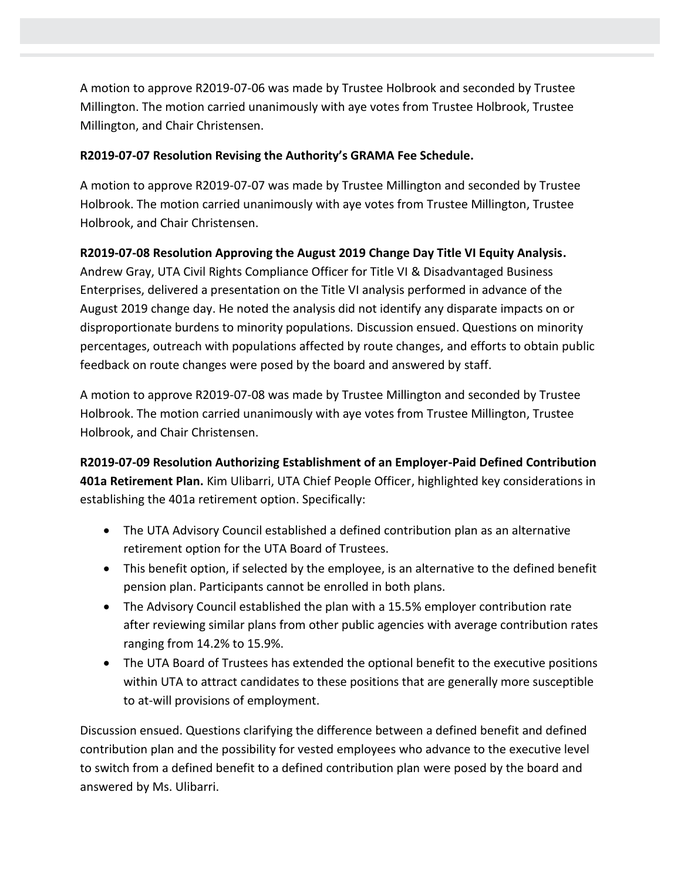A motion to approve R2019-07-06 was made by Trustee Holbrook and seconded by Trustee Millington. The motion carried unanimously with aye votes from Trustee Holbrook, Trustee Millington, and Chair Christensen.

**R2019-07-07 Resolution Revising the Authority's GRAMA Fee Schedule.**

A motion to approve R2019-07-07 was made by Trustee Millington and seconded by Trustee Holbrook. The motion carried unanimously with aye votes from Trustee Millington, Trustee Holbrook, and Chair Christensen.

**R2019-07-08 Resolution Approving the August 2019 Change Day Title VI Equity Analysis.** Andrew Gray, UTA Civil Rights Compliance Officer for Title VI & Disadvantaged Business Enterprises, delivered a presentation on the Title VI analysis performed in advance of the August 2019 change day. He noted the analysis did not identify any disparate impacts on or disproportionate burdens to minority populations. Discussion ensued. Questions on minority percentages, outreach with populations affected by route changes, and efforts to obtain public feedback on route changes were posed by the board and answered by staff.

A motion to approve R2019-07-08 was made by Trustee Millington and seconded by Trustee Holbrook. The motion carried unanimously with aye votes from Trustee Millington, Trustee Holbrook, and Chair Christensen.

**R2019-07-09 Resolution Authorizing Establishment of an Employer-Paid Defined Contribution 401a Retirement Plan.** Kim Ulibarri, UTA Chief People Officer, highlighted key considerations in establishing the 401a retirement option. Specifically:

- The UTA Advisory Council established a defined contribution plan as an alternative retirement option for the UTA Board of Trustees.
- This benefit option, if selected by the employee, is an alternative to the defined benefit pension plan. Participants cannot be enrolled in both plans.
- The Advisory Council established the plan with a 15.5% employer contribution rate after reviewing similar plans from other public agencies with average contribution rates ranging from 14.2% to 15.9%.
- The UTA Board of Trustees has extended the optional benefit to the executive positions within UTA to attract candidates to these positions that are generally more susceptible to at-will provisions of employment.

Discussion ensued. Questions clarifying the difference between a defined benefit and defined contribution plan and the possibility for vested employees who advance to the executive level to switch from a defined benefit to a defined contribution plan were posed by the board and answered by Ms. Ulibarri.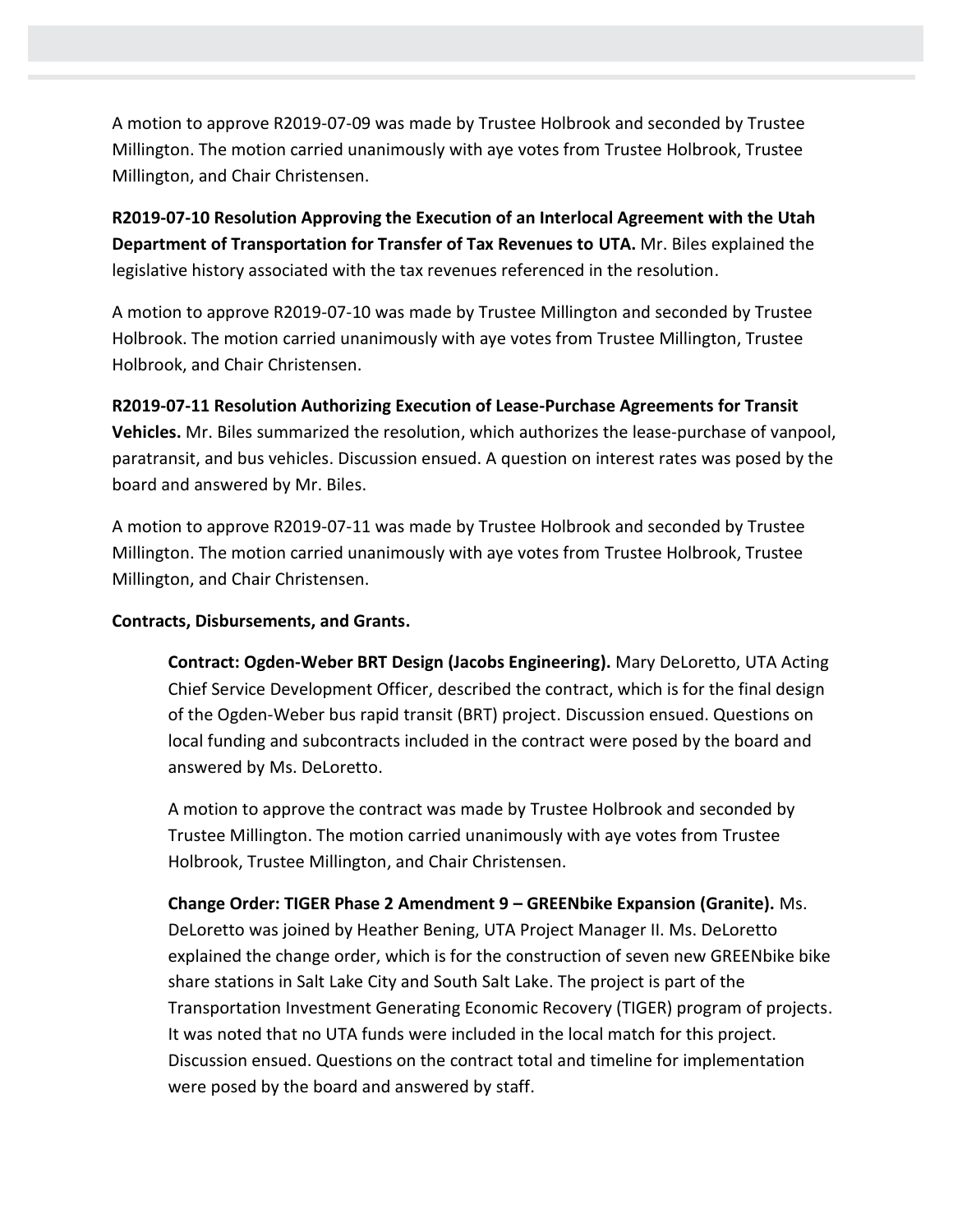A motion to approve R2019-07-09 was made by Trustee Holbrook and seconded by Trustee Millington. The motion carried unanimously with aye votes from Trustee Holbrook, Trustee Millington, and Chair Christensen.

**R2019-07-10 Resolution Approving the Execution of an Interlocal Agreement with the Utah Department of Transportation for Transfer of Tax Revenues to UTA.** Mr. Biles explained the legislative history associated with the tax revenues referenced in the resolution.

A motion to approve R2019-07-10 was made by Trustee Millington and seconded by Trustee Holbrook. The motion carried unanimously with aye votes from Trustee Millington, Trustee Holbrook, and Chair Christensen.

**R2019-07-11 Resolution Authorizing Execution of Lease-Purchase Agreements for Transit Vehicles.** Mr. Biles summarized the resolution, which authorizes the lease-purchase of vanpool, paratransit, and bus vehicles. Discussion ensued. A question on interest rates was posed by the board and answered by Mr. Biles.

A motion to approve R2019-07-11 was made by Trustee Holbrook and seconded by Trustee Millington. The motion carried unanimously with aye votes from Trustee Holbrook, Trustee Millington, and Chair Christensen.

**Contracts, Disbursements, and Grants.**

**Contract: Ogden-Weber BRT Design (Jacobs Engineering).** Mary DeLoretto, UTA Acting Chief Service Development Officer, described the contract, which is for the final design of the Ogden-Weber bus rapid transit (BRT) project. Discussion ensued. Questions on local funding and subcontracts included in the contract were posed by the board and answered by Ms. DeLoretto.

A motion to approve the contract was made by Trustee Holbrook and seconded by Trustee Millington. The motion carried unanimously with aye votes from Trustee Holbrook, Trustee Millington, and Chair Christensen.

**Change Order: TIGER Phase 2 Amendment 9 – GREENbike Expansion (Granite).** Ms. DeLoretto was joined by Heather Bening, UTA Project Manager II. Ms. DeLoretto explained the change order, which is for the construction of seven new GREENbike bike share stations in Salt Lake City and South Salt Lake. The project is part of the Transportation Investment Generating Economic Recovery (TIGER) program of projects. It was noted that no UTA funds were included in the local match for this project. Discussion ensued. Questions on the contract total and timeline for implementation were posed by the board and answered by staff.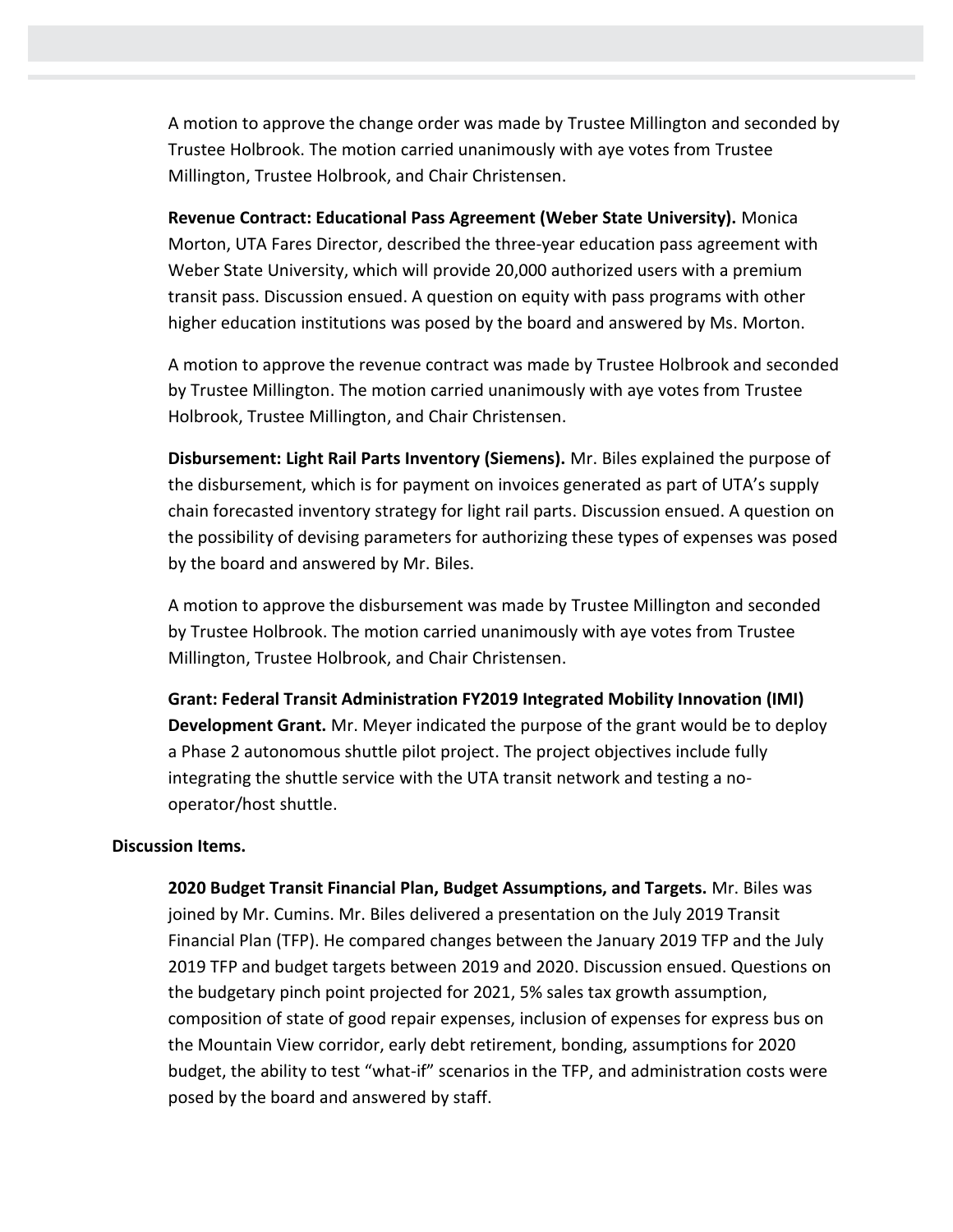A motion to approve the change order was made by Trustee Millington and seconded by Trustee Holbrook. The motion carried unanimously with aye votes from Trustee Millington, Trustee Holbrook, and Chair Christensen.

**Revenue Contract: Educational Pass Agreement (Weber State University).** Monica Morton, UTA Fares Director, described the three-year education pass agreement with Weber State University, which will provide 20,000 authorized users with a premium transit pass. Discussion ensued. A question on equity with pass programs with other higher education institutions was posed by the board and answered by Ms. Morton.

A motion to approve the revenue contract was made by Trustee Holbrook and seconded by Trustee Millington. The motion carried unanimously with aye votes from Trustee Holbrook, Trustee Millington, and Chair Christensen.

**Disbursement: Light Rail Parts Inventory (Siemens).** Mr. Biles explained the purpose of the disbursement, which is for payment on invoices generated as part of UTA's supply chain forecasted inventory strategy for light rail parts. Discussion ensued. A question on the possibility of devising parameters for authorizing these types of expenses was posed by the board and answered by Mr. Biles.

A motion to approve the disbursement was made by Trustee Millington and seconded by Trustee Holbrook. The motion carried unanimously with aye votes from Trustee Millington, Trustee Holbrook, and Chair Christensen.

**Grant: Federal Transit Administration FY2019 Integrated Mobility Innovation (IMI) Development Grant.** Mr. Meyer indicated the purpose of the grant would be to deploy a Phase 2 autonomous shuttle pilot project. The project objectives include fully integrating the shuttle service with the UTA transit network and testing a no-operator/host shuttle.

**Discussion Items.**

**2020 Budget Transit Financial Plan, Budget Assumptions, and Targets.** Mr. Biles was joined by Mr. Cumins. Mr. Biles delivered a presentation on the July 2019 Transit Financial Plan (TFP). He compared changes between the January 2019 TFP and the July 2019 TFP and budget targets between 2019 and 2020. Discussion ensued. Questions on the budgetary pinch point projected for 2021, 5% sales tax growth assumption, composition of state of good repair expenses, inclusion of expenses for express bus on the Mountain View corridor, early debt retirement, bonding, assumptions for 2020 budget, the ability to test "what-if" scenarios in the TFP, and administration costs were posed by the board and answered by staff.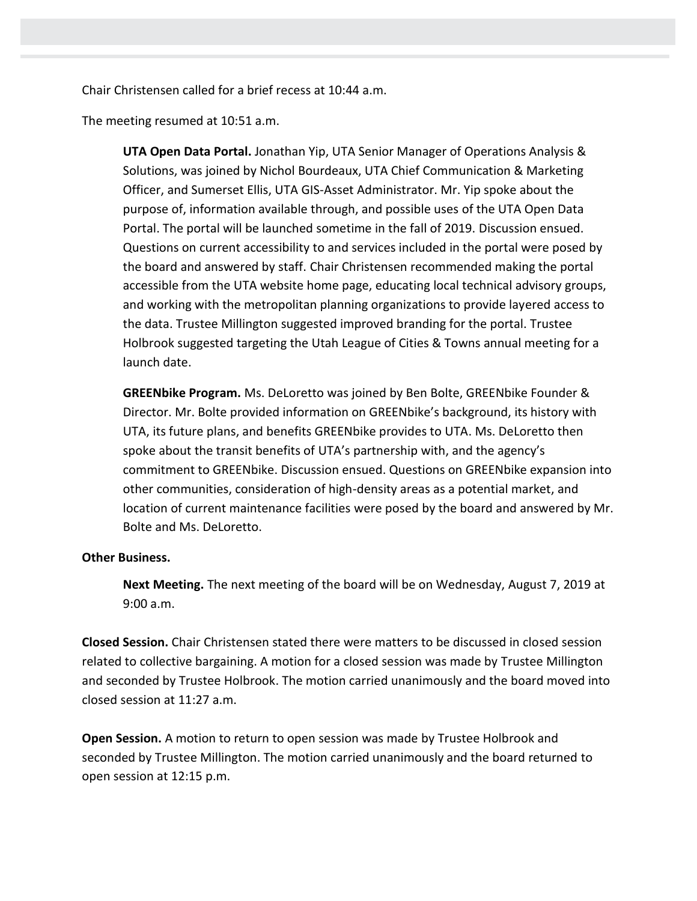Chair Christensen called for a brief recess at 10:44 a.m.

The meeting resumed at 10:51 a.m.

**UTA Open Data Portal.** Jonathan Yip, UTA Senior Manager of Operations Analysis & Solutions, was joined by Nichol Bourdeaux, UTA Chief Communication & Marketing Officer, and Sumerset Ellis, UTA GIS-Asset Administrator. Mr. Yip spoke about the purpose of, information available through, and possible uses of the UTA Open Data Portal. The portal will be launched sometime in the fall of 2019. Discussion ensued. Questions on current accessibility to and services included in the portal were posed by the board and answered by staff. Chair Christensen recommended making the portal accessible from the UTA website home page, educating local technical advisory groups, and working with the metropolitan planning organizations to provide layered access to the data. Trustee Millington suggested improved branding for the portal. Trustee Holbrook suggested targeting the Utah League of Cities & Towns annual meeting for a launch date.

**GREENbike Program.** Ms. DeLoretto was joined by Ben Bolte, GREENbike Founder & Director. Mr. Bolte provided information on GREENbike's background, its history with UTA, its future plans, and benefits GREENbike provides to UTA. Ms. DeLoretto then spoke about the transit benefits of UTA's partnership with, and the agency's commitment to GREENbike. Discussion ensued. Questions on GREENbike expansion into other communities, consideration of high-density areas as a potential market, and location of current maintenance facilities were posed by the board and answered by Mr. Bolte and Ms. DeLoretto.

**Other Business.**

**Next Meeting.** The next meeting of the board will be on Wednesday, August 7, 2019 at 9:00 a.m.

**Closed Session.** Chair Christensen stated there were matters to be discussed in closed session related to collective bargaining. A motion for a closed session was made by Trustee Millington and seconded by Trustee Holbrook. The motion carried unanimously and the board moved into closed session at 11:27 a.m.

**Open Session.** A motion to return to open session was made by Trustee Holbrook and seconded by Trustee Millington. The motion carried unanimously and the board returned to open session at 12:15 p.m.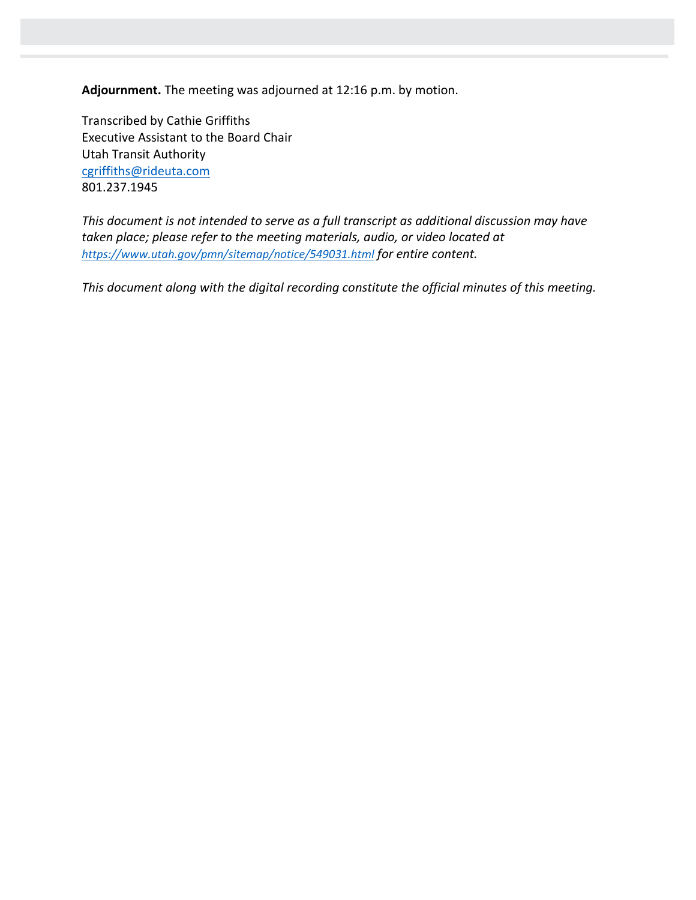**Adjournment.** The meeting was adjourned at 12:16 p.m. by motion.

Transcribed by Cathie Griffiths
Executive Assistant to the Board Chair
Utah Transit Authority
[cgriffiths@rideuta.com](mailto:cgriffiths@rideuta.com)
801.237.1945

*This document is not intended to serve as a full transcript as additional discussion may have taken place; please refer to the meeting materials, audio, or video located at [https://www.utah.gov/pmn/sitemap/notice/549031.html](https://www.utah.gov/pmn/sitemap/notice/549031.html) for entire content.*

*This document along with the digital recording constitute the official minutes of this meeting.*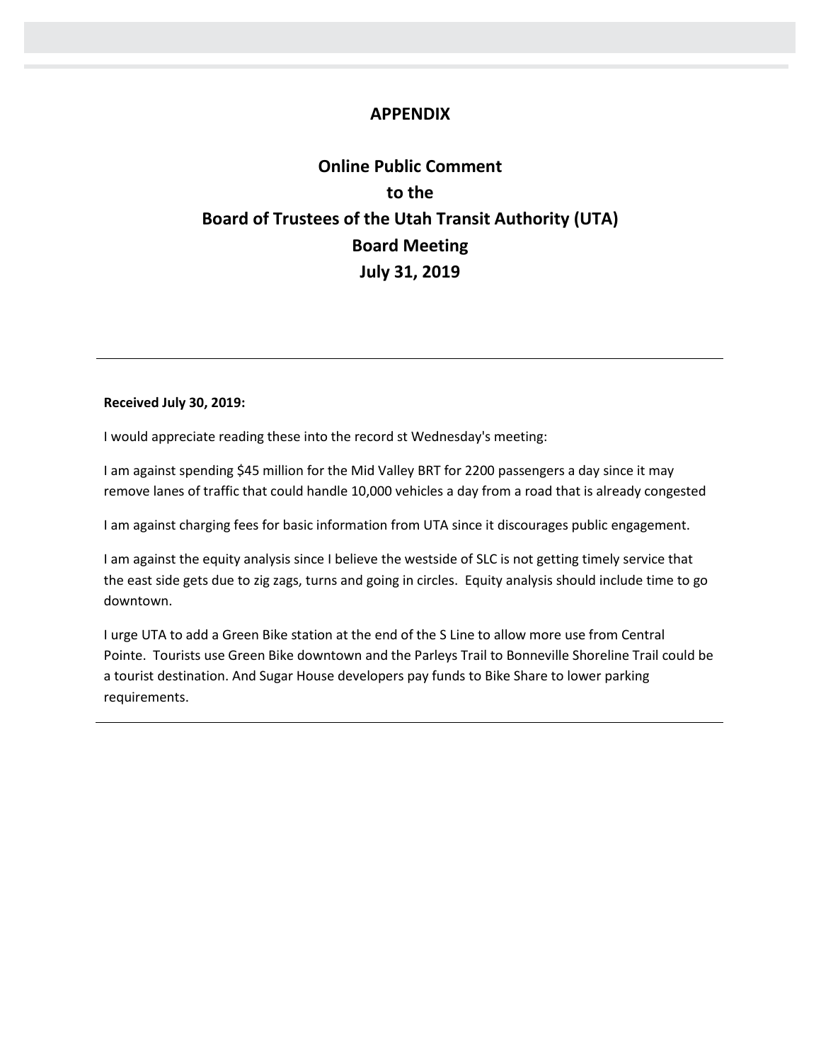# APPENDIX

## Online Public Comment
## to the
## Board of Trustees of the Utah Transit Authority (UTA)
## Board Meeting
## July 31, 2019

---

**Received July 30, 2019:**

I would appreciate reading these into the record st Wednesday's meeting:

I am against spending $45 million for the Mid Valley BRT for 2200 passengers a day since it may remove lanes of traffic that could handle 10,000 vehicles a day from a road that is already congested

I am against charging fees for basic information from UTA since it discourages public engagement.

I am against the equity analysis since I believe the westside of SLC is not getting timely service that the east side gets due to zig zags, turns and going in circles. Equity analysis should include time to go downtown.

I urge UTA to add a Green Bike station at the end of the S Line to allow more use from Central Pointe. Tourists use Green Bike downtown and the Parleys Trail to Bonneville Shoreline Trail could be a tourist destination. And Sugar House developers pay funds to Bike Share to lower parking requirements.

---